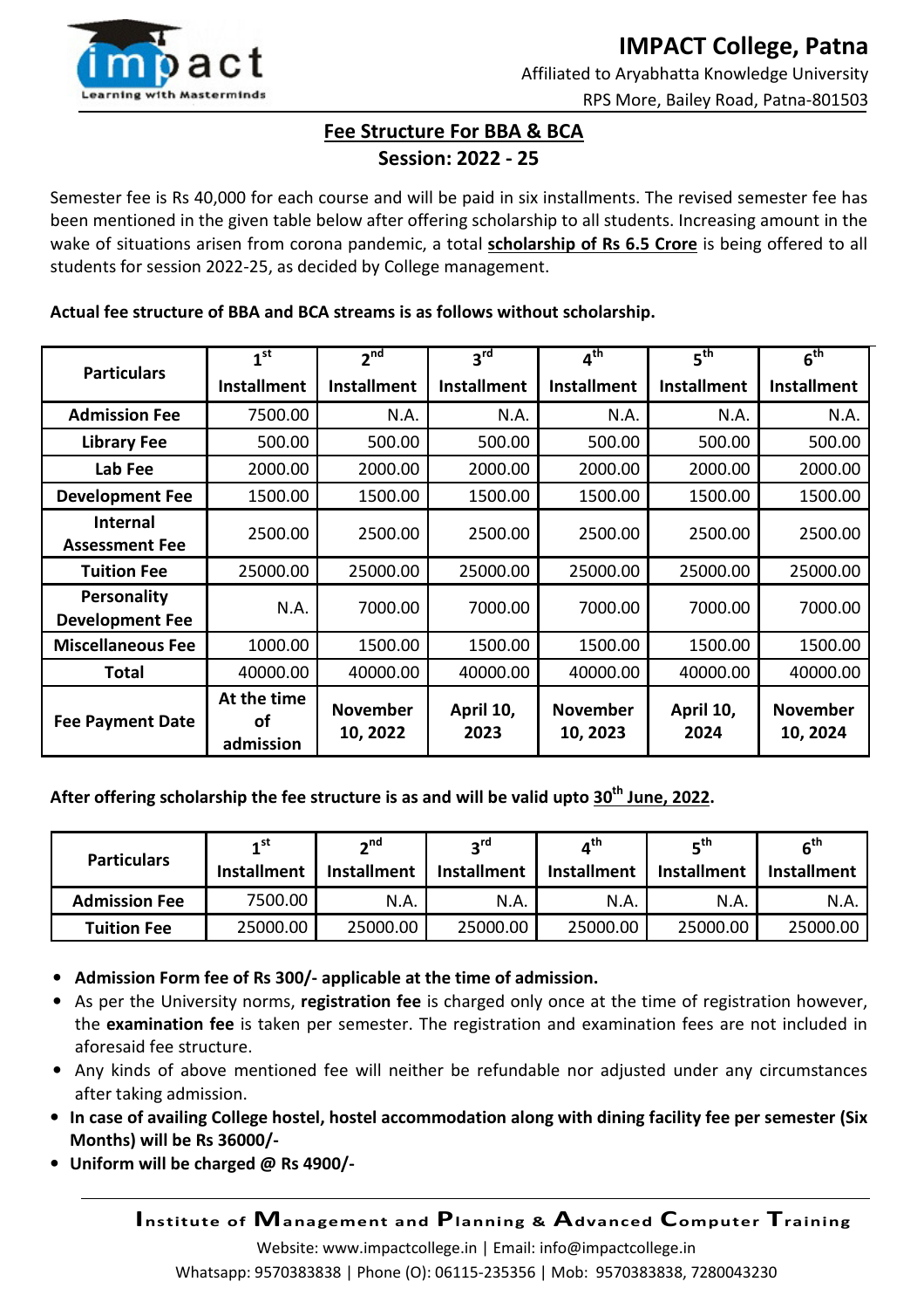# IMPACT College, Patna

Affiliated to Aryabhatta Knowledge University

RPS More, Bailey Road, Patna-801503

## Fee Structure For BBA & BCA

### Session: 2022 - 25

Semester fee is Rs 40,000 for each course and will be paid in six installments. The revised semester fee has been mentioned in the given table below after offering scholarship to all students. Increasing amount in the wake of situations arisen from corona pandemic, a total **scholarship of Rs 6.5 Crore** is being offered to all students for session 2022-25, as decided by College management.

**Actual fee structure of BBA and BCA streams is as follows without scholarship.**

| Particulars | 1st Installment | 2nd Installment | 3rd Installment | 4th Installment | 5th Installment | 6th Installment |
|---|---|---|---|---|---|---|
| **Admission Fee** | 7500.00 | N.A. | N.A. | N.A. | N.A. | N.A. |
| **Library Fee** | 500.00 | 500.00 | 500.00 | 500.00 | 500.00 | 500.00 |
| **Lab Fee** | 2000.00 | 2000.00 | 2000.00 | 2000.00 | 2000.00 | 2000.00 |
| **Development Fee** | 1500.00 | 1500.00 | 1500.00 | 1500.00 | 1500.00 | 1500.00 |
| **Internal Assessment Fee** | 2500.00 | 2500.00 | 2500.00 | 2500.00 | 2500.00 | 2500.00 |
| **Tuition Fee** | 25000.00 | 25000.00 | 25000.00 | 25000.00 | 25000.00 | 25000.00 |
| **Personality Development Fee** | N.A. | 7000.00 | 7000.00 | 7000.00 | 7000.00 | 7000.00 |
| **Miscellaneous Fee** | 1000.00 | 1500.00 | 1500.00 | 1500.00 | 1500.00 | 1500.00 |
| **Total** | 40000.00 | 40000.00 | 40000.00 | 40000.00 | 40000.00 | 40000.00 |
| **Fee Payment Date** | At the time of admission | November 10, 2022 | April 10, 2023 | November 10, 2023 | April 10, 2024 | November 10, 2024 |

**After offering scholarship the fee structure is as and will be valid upto 30th June, 2022.**

| Particulars | 1st Installment | 2nd Installment | 3rd Installment | 4th Installment | 5th Installment | 6th Installment |
|---|---|---|---|---|---|---|
| **Admission Fee** | 7500.00 | N.A. | N.A. | N.A. | N.A. | N.A. |
| **Tuition Fee** | 25000.00 | 25000.00 | 25000.00 | 25000.00 | 25000.00 | 25000.00 |

- **Admission Form fee of Rs 300/- applicable at the time of admission.**
- As per the University norms, **registration fee** is charged only once at the time of registration however, the **examination fee** is taken per semester. The registration and examination fees are not included in aforesaid fee structure.
- Any kinds of above mentioned fee will neither be refundable nor adjusted under any circumstances after taking admission.
- **In case of availing College hostel, hostel accommodation along with dining facility fee per semester (Six Months) will be Rs 36000/-**
- **Uniform will be charged @ Rs 4900/-**

Institute of Management and Planning & Advanced Computer Training

Website: www.impactcollege.in | Email: info@impactcollege.in

Whatsapp: 9570383838 | Phone (O): 06115-235356 | Mob: 9570383838, 7280043230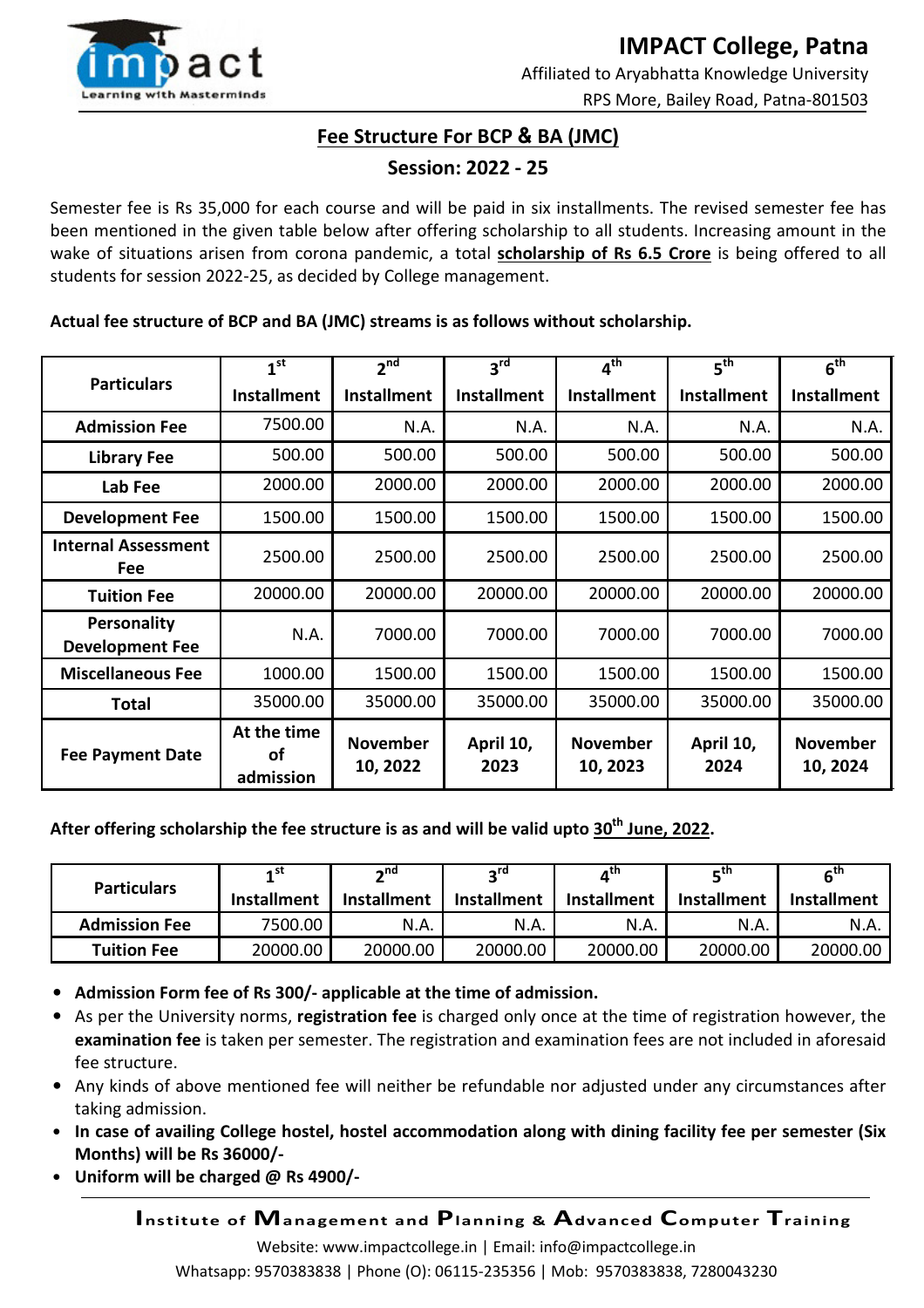# IMPACT College, Patna

Affiliated to Aryabhatta Knowledge University

RPS More, Bailey Road, Patna-801503

## Fee Structure For BCP & BA (JMC)

### Session: 2022 - 25

Semester fee is Rs 35,000 for each course and will be paid in six installments. The revised semester fee has been mentioned in the given table below after offering scholarship to all students. Increasing amount in the wake of situations arisen from corona pandemic, a total **scholarship of Rs 6.5 Crore** is being offered to all students for session 2022-25, as decided by College management.

**Actual fee structure of BCP and BA (JMC) streams is as follows without scholarship.**

| Particulars | 1st Installment | 2nd Installment | 3rd Installment | 4th Installment | 5th Installment | 6th Installment |
|---|---|---|---|---|---|---|
| Admission Fee | 7500.00 | N.A. | N.A. | N.A. | N.A. | N.A. |
| Library Fee | 500.00 | 500.00 | 500.00 | 500.00 | 500.00 | 500.00 |
| Lab Fee | 2000.00 | 2000.00 | 2000.00 | 2000.00 | 2000.00 | 2000.00 |
| Development Fee | 1500.00 | 1500.00 | 1500.00 | 1500.00 | 1500.00 | 1500.00 |
| Internal Assessment Fee | 2500.00 | 2500.00 | 2500.00 | 2500.00 | 2500.00 | 2500.00 |
| Tuition Fee | 20000.00 | 20000.00 | 20000.00 | 20000.00 | 20000.00 | 20000.00 |
| Personality Development Fee | N.A. | 7000.00 | 7000.00 | 7000.00 | 7000.00 | 7000.00 |
| Miscellaneous Fee | 1000.00 | 1500.00 | 1500.00 | 1500.00 | 1500.00 | 1500.00 |
| Total | 35000.00 | 35000.00 | 35000.00 | 35000.00 | 35000.00 | 35000.00 |
| Fee Payment Date | At the time of admission | November 10, 2022 | April 10, 2023 | November 10, 2023 | April 10, 2024 | November 10, 2024 |

**After offering scholarship the fee structure is as and will be valid upto 30th June, 2022.**

| Particulars | 1st Installment | 2nd Installment | 3rd Installment | 4th Installment | 5th Installment | 6th Installment |
|---|---|---|---|---|---|---|
| Admission Fee | 7500.00 | N.A. | N.A. | N.A. | N.A. | N.A. |
| Tuition Fee | 20000.00 | 20000.00 | 20000.00 | 20000.00 | 20000.00 | 20000.00 |

- **Admission Form fee of Rs 300/- applicable at the time of admission.**
- As per the University norms, **registration fee** is charged only once at the time of registration however, the **examination fee** is taken per semester. The registration and examination fees are not included in aforesaid fee structure.
- Any kinds of above mentioned fee will neither be refundable nor adjusted under any circumstances after taking admission.
- **In case of availing College hostel, hostel accommodation along with dining facility fee per semester (Six Months) will be Rs 36000/-**
- **Uniform will be charged @ Rs 4900/-**

**Institute of Management and Planning & Advanced Computer Training**

Website: www.impactcollege.in | Email: info@impactcollege.in

Whatsapp: 9570383838 | Phone (O): 06115-235356 | Mob: 9570383838, 7280043230